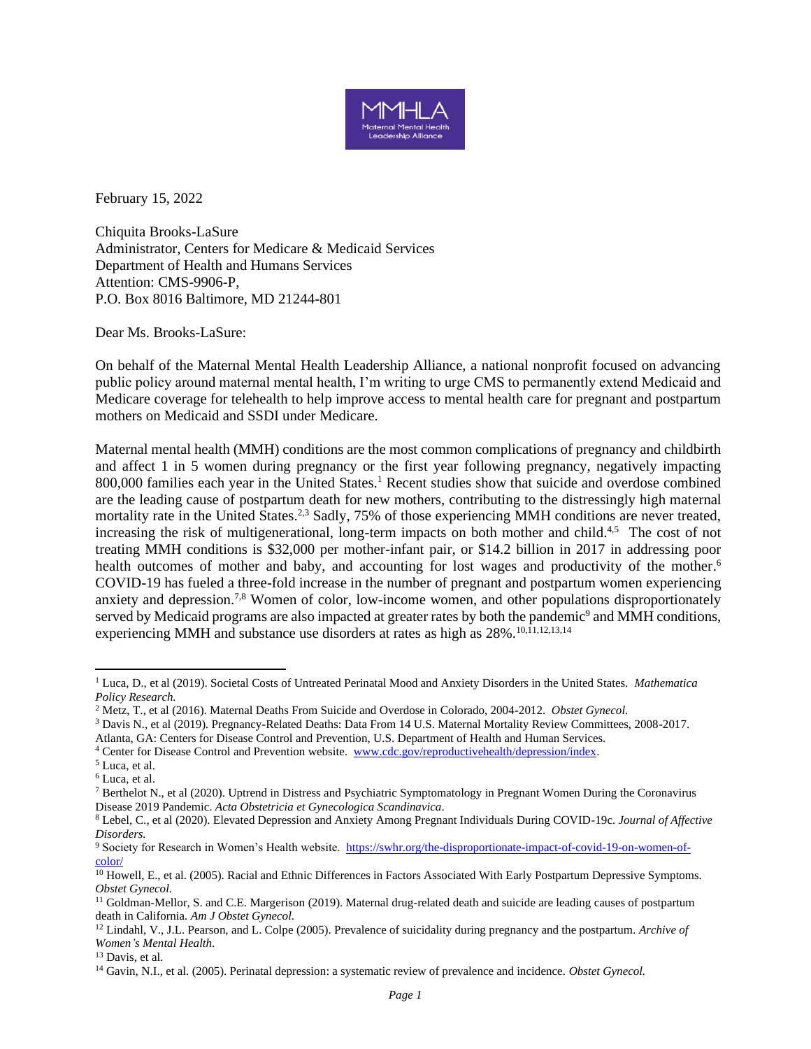MMHLA
Maternal Mental Health Leadership Alliance

February 15, 2022

Chiquita Brooks-LaSure
Administrator, Centers for Medicare & Medicaid Services
Department of Health and Humans Services
Attention: CMS-9906-P,
P.O. Box 8016 Baltimore, MD 21244-801

Dear Ms. Brooks-LaSure:

On behalf of the Maternal Mental Health Leadership Alliance, a national nonprofit focused on advancing public policy around maternal mental health, I'm writing to urge CMS to permanently extend Medicaid and Medicare coverage for telehealth to help improve access to mental health care for pregnant and postpartum mothers on Medicaid and SSDI under Medicare.

Maternal mental health (MMH) conditions are the most common complications of pregnancy and childbirth and affect 1 in 5 women during pregnancy or the first year following pregnancy, negatively impacting 800,000 families each year in the United States.[1] Recent studies show that suicide and overdose combined are the leading cause of postpartum death for new mothers, contributing to the distressingly high maternal mortality rate in the United States.[2,3] Sadly, 75% of those experiencing MMH conditions are never treated, increasing the risk of multigenerational, long-term impacts on both mother and child.[4,5] The cost of not treating MMH conditions is $32,000 per mother-infant pair, or $14.2 billion in 2017 in addressing poor health outcomes of mother and baby, and accounting for lost wages and productivity of the mother.[6] COVID-19 has fueled a three-fold increase in the number of pregnant and postpartum women experiencing anxiety and depression.[7,8] Women of color, low-income women, and other populations disproportionately served by Medicaid programs are also impacted at greater rates by both the pandemic[9] and MMH conditions, experiencing MMH and substance use disorders at rates as high as 28%.[10,11,12,13,14]

---

[1] Luca, D., et al (2019). Societal Costs of Untreated Perinatal Mood and Anxiety Disorders in the United States. *Mathematica Policy Research.*

[2] Metz, T., et al (2016). Maternal Deaths From Suicide and Overdose in Colorado, 2004-2012. *Obstet Gynecol.*

[3] Davis N., et al (2019). Pregnancy-Related Deaths: Data From 14 U.S. Maternal Mortality Review Committees, 2008-2017. Atlanta, GA: Centers for Disease Control and Prevention, U.S. Department of Health and Human Services.

[4] Center for Disease Control and Prevention website. www.cdc.gov/reproductivehealth/depression/index.

[5] Luca, et al.

[6] Luca, et al.

[7] Berthelot N., et al (2020). Uptrend in Distress and Psychiatric Symptomatology in Pregnant Women During the Coronavirus Disease 2019 Pandemic. *Acta Obstetricia et Gynecologica Scandinavica*.

[8] Lebel, C., et al (2020). Elevated Depression and Anxiety Among Pregnant Individuals During COVID-19c. *Journal of Affective Disorders.*

[9] Society for Research in Women's Health website. https://swhr.org/the-disproportionate-impact-of-covid-19-on-women-of-color/

[10] Howell, E., et al. (2005). Racial and Ethnic Differences in Factors Associated With Early Postpartum Depressive Symptoms. *Obstet Gynecol.*

[11] Goldman-Mellor, S. and C.E. Margerison (2019). Maternal drug-related death and suicide are leading causes of postpartum death in California. *Am J Obstet Gynecol.*

[12] Lindahl, V., J.L. Pearson, and L. Colpe (2005). Prevalence of suicidality during pregnancy and the postpartum. *Archive of Women's Mental Health*.

[13] Davis, et al.

[14] Gavin, N.I., et al. (2005). Perinatal depression: a systematic review of prevalence and incidence. *Obstet Gynecol.*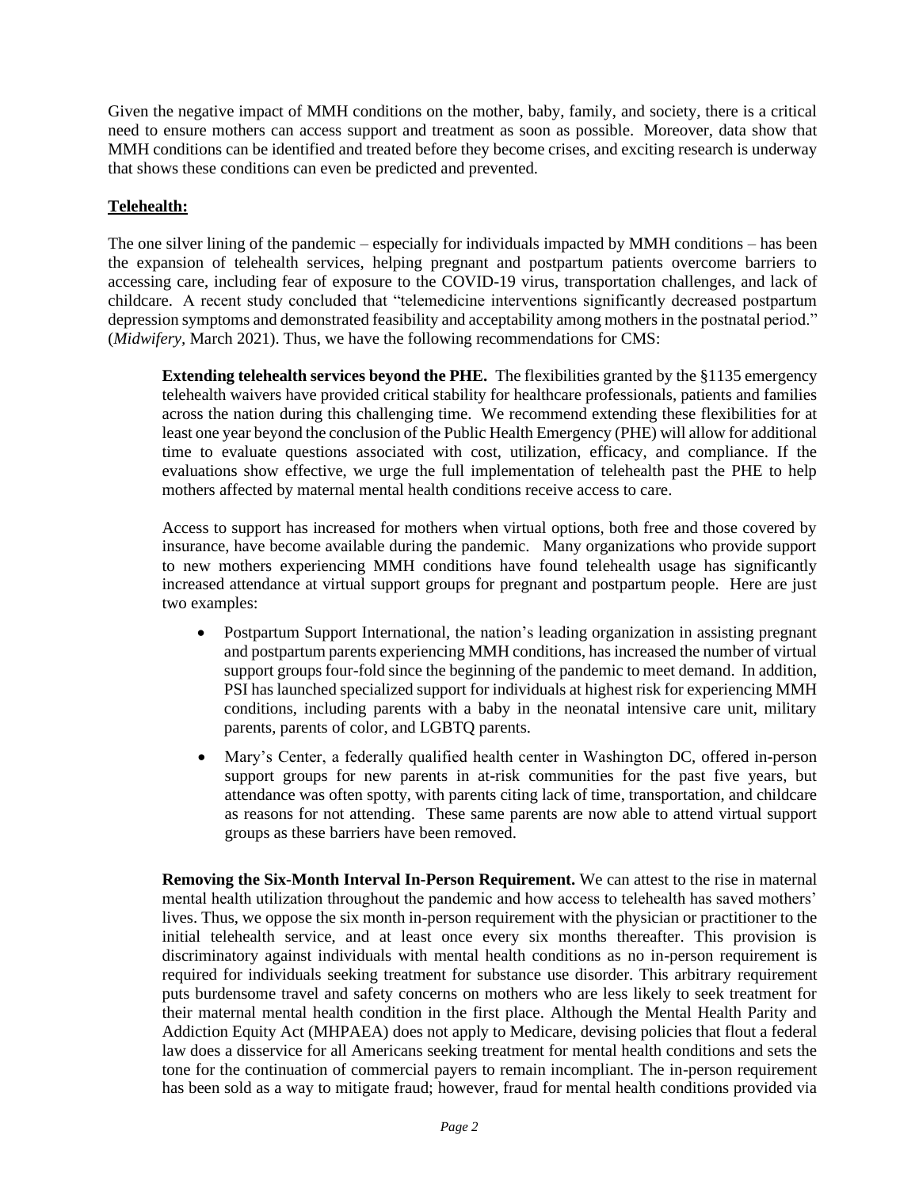Given the negative impact of MMH conditions on the mother, baby, family, and society, there is a critical need to ensure mothers can access support and treatment as soon as possible. Moreover, data show that MMH conditions can be identified and treated before they become crises, and exciting research is underway that shows these conditions can even be predicted and prevented.

**Telehealth:**

The one silver lining of the pandemic – especially for individuals impacted by MMH conditions – has been the expansion of telehealth services, helping pregnant and postpartum patients overcome barriers to accessing care, including fear of exposure to the COVID-19 virus, transportation challenges, and lack of childcare. A recent study concluded that "telemedicine interventions significantly decreased postpartum depression symptoms and demonstrated feasibility and acceptability among mothers in the postnatal period." (*Midwifery*, March 2021). Thus, we have the following recommendations for CMS:

> **Extending telehealth services beyond the PHE.** The flexibilities granted by the §1135 emergency telehealth waivers have provided critical stability for healthcare professionals, patients and families across the nation during this challenging time. We recommend extending these flexibilities for at least one year beyond the conclusion of the Public Health Emergency (PHE) will allow for additional time to evaluate questions associated with cost, utilization, efficacy, and compliance. If the evaluations show effective, we urge the full implementation of telehealth past the PHE to help mothers affected by maternal mental health conditions receive access to care.
>
> Access to support has increased for mothers when virtual options, both free and those covered by insurance, have become available during the pandemic. Many organizations who provide support to new mothers experiencing MMH conditions have found telehealth usage has significantly increased attendance at virtual support groups for pregnant and postpartum people. Here are just two examples:
>
> - Postpartum Support International, the nation's leading organization in assisting pregnant and postpartum parents experiencing MMH conditions, has increased the number of virtual support groups four-fold since the beginning of the pandemic to meet demand. In addition, PSI has launched specialized support for individuals at highest risk for experiencing MMH conditions, including parents with a baby in the neonatal intensive care unit, military parents, parents of color, and LGBTQ parents.
> - Mary's Center, a federally qualified health center in Washington DC, offered in-person support groups for new parents in at-risk communities for the past five years, but attendance was often spotty, with parents citing lack of time, transportation, and childcare as reasons for not attending. These same parents are now able to attend virtual support groups as these barriers have been removed.
>
> **Removing the Six-Month Interval In-Person Requirement.** We can attest to the rise in maternal mental health utilization throughout the pandemic and how access to telehealth has saved mothers' lives. Thus, we oppose the six month in-person requirement with the physician or practitioner to the initial telehealth service, and at least once every six months thereafter. This provision is discriminatory against individuals with mental health conditions as no in-person requirement is required for individuals seeking treatment for substance use disorder. This arbitrary requirement puts burdensome travel and safety concerns on mothers who are less likely to seek treatment for their maternal mental health condition in the first place. Although the Mental Health Parity and Addiction Equity Act (MHPAEA) does not apply to Medicare, devising policies that flout a federal law does a disservice for all Americans seeking treatment for mental health conditions and sets the tone for the continuation of commercial payers to remain incompliant. The in-person requirement has been sold as a way to mitigate fraud; however, fraud for mental health conditions provided via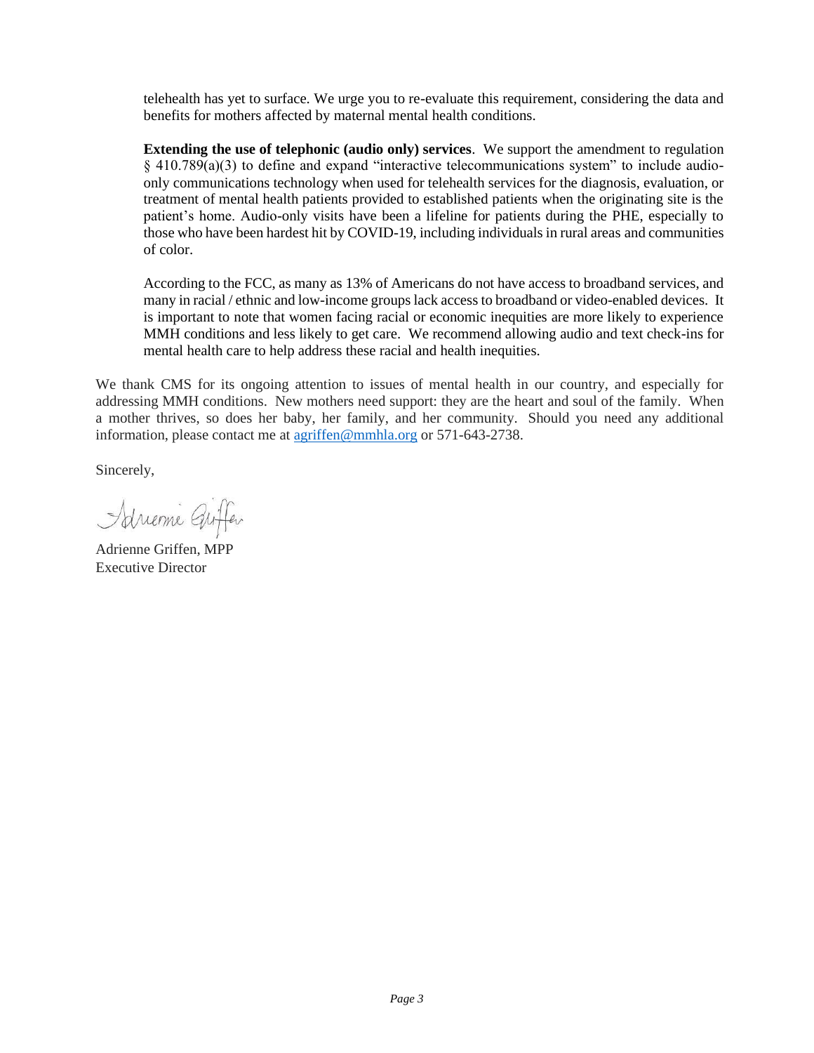telehealth has yet to surface. We urge you to re-evaluate this requirement, considering the data and benefits for mothers affected by maternal mental health conditions.

**Extending the use of telephonic (audio only) services**. We support the amendment to regulation § 410.789(a)(3) to define and expand "interactive telecommunications system" to include audio-only communications technology when used for telehealth services for the diagnosis, evaluation, or treatment of mental health patients provided to established patients when the originating site is the patient's home. Audio-only visits have been a lifeline for patients during the PHE, especially to those who have been hardest hit by COVID-19, including individuals in rural areas and communities of color.

According to the FCC, as many as 13% of Americans do not have access to broadband services, and many in racial / ethnic and low-income groups lack access to broadband or video-enabled devices. It is important to note that women facing racial or economic inequities are more likely to experience MMH conditions and less likely to get care. We recommend allowing audio and text check-ins for mental health care to help address these racial and health inequities.

We thank CMS for its ongoing attention to issues of mental health in our country, and especially for addressing MMH conditions. New mothers need support: they are the heart and soul of the family. When a mother thrives, so does her baby, her family, and her community. Should you need any additional information, please contact me at agriffen@mmhla.org or 571-643-2738.

Sincerely,

Adrienne Griffen

Adrienne Griffen, MPP
Executive Director